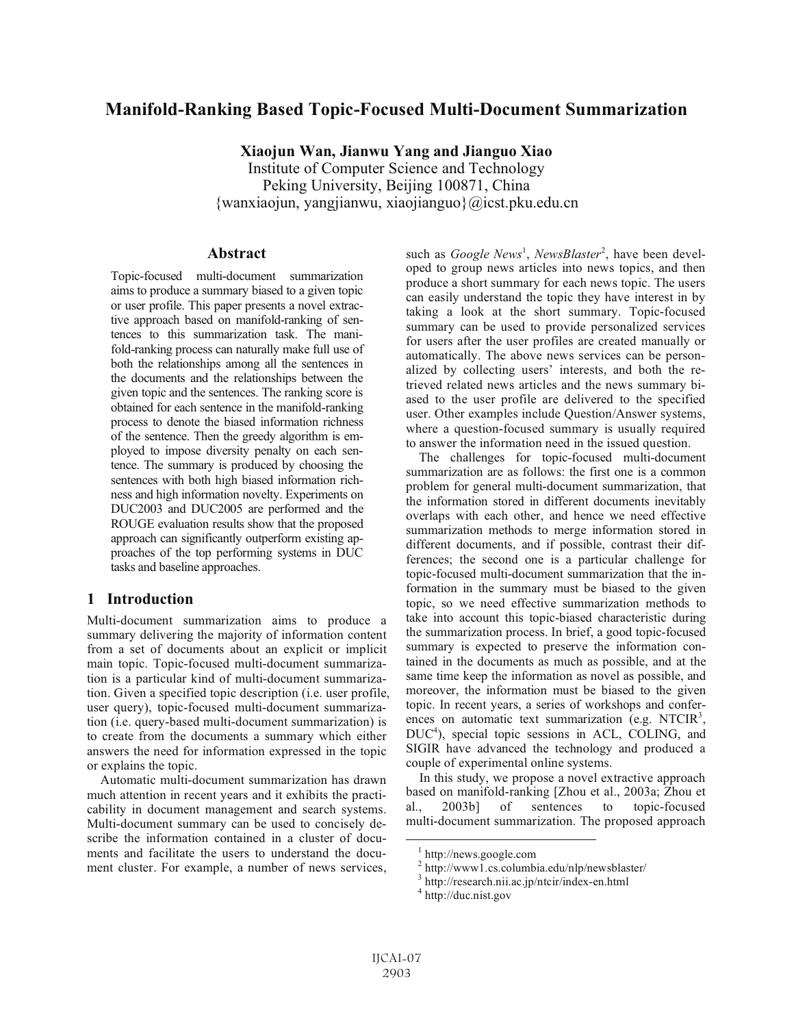# Manifold-Ranking Based Topic-Focused Multi-Document Summarization

**Xiaojun Wan, Jianwu Yang and Jiangguo Xiao**
Institute of Computer Science and Technology
Peking University, Beijing 100871, China
{wanxiaojun, yangjianwu, xiaojianguo}@icst.pku.edu.cn

## Abstract

Topic-focused multi-document summarization aims to produce a summary biased to a given topic or user profile. This paper presents a novel extractive approach based on manifold-ranking of sentences to this summarization task. The manifold-ranking process can naturally make full use of both the relationships among all the sentences in the documents and the relationships between the given topic and the sentences. The ranking score is obtained for each sentence in the manifold-ranking process to denote the biased information richness of the sentence. Then the greedy algorithm is employed to impose diversity penalty on each sentence. The summary is produced by choosing the sentences with both high biased information richness and high information novelty. Experiments on DUC2003 and DUC2005 are performed and the ROUGE evaluation results show that the proposed approach can significantly outperform existing approaches of the top performing systems in DUC tasks and baseline approaches.

## 1 Introduction

Multi-document summarization aims to produce a summary delivering the majority of information content from a set of documents about an explicit or implicit main topic. Topic-focused multi-document summarization is a particular kind of multi-document summarization. Given a specified topic description (i.e. user profile, user query), topic-focused multi-document summarization (i.e. query-based multi-document summarization) is to create from the documents a summary which either answers the need for information expressed in the topic or explains the topic.

Automatic multi-document summarization has drawn much attention in recent years and it exhibits the practicability in document management and search systems. Multi-document summary can be used to concisely describe the information contained in a cluster of documents and facilitate the users to understand the document cluster. For example, a number of news services, such as *Google News*[1], *NewsBlaster*[2], have been developed to group news articles into news topics, and then produce a short summary for each news topic. The users can easily understand the topic they have interest in by taking a look at the short summary. Topic-focused summary can be used to provide personalized services for users after the user profiles are created manually or automatically. The above news services can be personalized by collecting users' interests, and both the retrieved related news articles and the news summary biased to the user profile are delivered to the specified user. Other examples include Question/Answer systems, where a question-focused summary is usually required to answer the information need in the issued question.

The challenges for topic-focused multi-document summarization are as follows: the first one is a common problem for general multi-document summarization, that the information stored in different documents inevitably overlaps with each other, and hence we need effective summarization methods to merge information stored in different documents, and if possible, contrast their differences; the second one is a particular challenge for topic-focused multi-document summarization that the information in the summary must be biased to the given topic, so we need effective summarization methods to take into account this topic-biased characteristic during the summarization process. In brief, a good topic-focused summary is expected to preserve the information contained in the documents as much as possible, and at the same time keep the information as novel as possible, and moreover, the information must be biased to the given topic. In recent years, a series of workshops and conferences on automatic text summarization (e.g. NTCIR[3], DUC[4]), special topic sessions in ACL, COLING, and SIGIR have advanced the technology and produced a couple of experimental online systems.

In this study, we propose a novel extractive approach based on manifold-ranking [Zhou et al., 2003a; Zhou et al., 2003b] of sentences to topic-focused multi-document summarization. The proposed approach

[1] http://news.google.com
[2] http://www1.cs.columbia.edu/nlp/newsblaster/
[3] http://research.nii.ac.jp/ntcir/index-en.html
[4] http://duc.nist.gov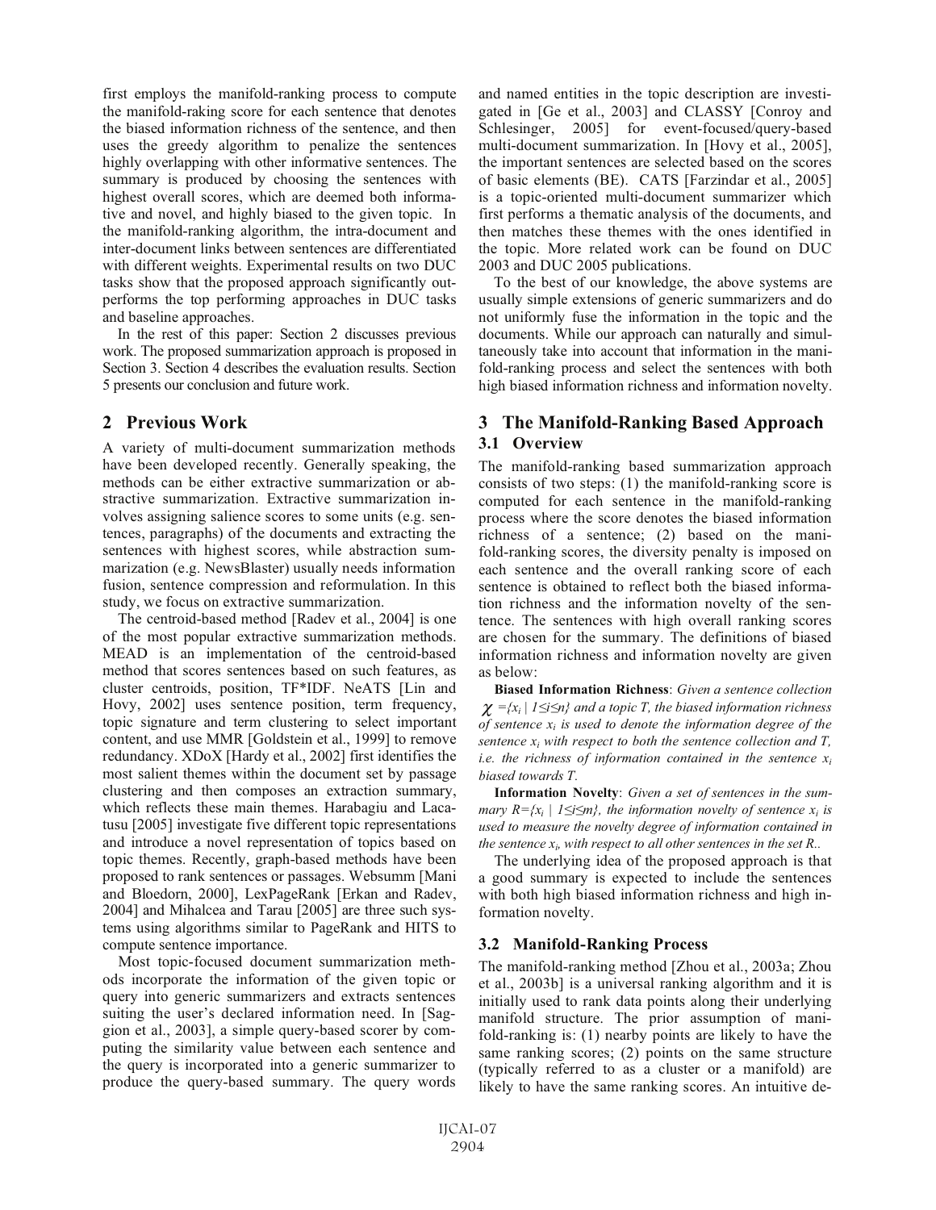first employs the manifold-ranking process to compute the manifold-raking score for each sentence that denotes the biased information richness of the sentence, and then uses the greedy algorithm to penalize the sentences highly overlapping with other informative sentences. The summary is produced by choosing the sentences with highest overall scores, which are deemed both informative and novel, and highly biased to the given topic. In the manifold-ranking algorithm, the intra-document and inter-document links between sentences are differentiated with different weights. Experimental results on two DUC tasks show that the proposed approach significantly outperforms the top performing approaches in DUC tasks and baseline approaches.

In the rest of this paper: Section 2 discusses previous work. The proposed summarization approach is proposed in Section 3. Section 4 describes the evaluation results. Section 5 presents our conclusion and future work.

## 2 Previous Work

A variety of multi-document summarization methods have been developed recently. Generally speaking, the methods can be either extractive summarization or abstractive summarization. Extractive summarization involves assigning salience scores to some units (e.g. sentences, paragraphs) of the documents and extracting the sentences with highest scores, while abstraction summarization (e.g. NewsBlaster) usually needs information fusion, sentence compression and reformulation. In this study, we focus on extractive summarization.

The centroid-based method [Radev et al., 2004] is one of the most popular extractive summarization methods. MEAD is an implementation of the centroid-based method that scores sentences based on such features, as cluster centroids, position, TF*IDF. NeATS [Lin and Hovy, 2002] uses sentence position, term frequency, topic signature and term clustering to select important content, and use MMR [Goldstein et al., 1999] to remove redundancy. XDoX [Hardy et al., 2002] first identifies the most salient themes within the document set by passage clustering and then composes an extraction summary, which reflects these main themes. Harabagiu and Lacatusu [2005] investigate five different topic representations and introduce a novel representation of topics based on topic themes. Recently, graph-based methods have been proposed to rank sentences or passages. Websumm [Mani and Bloedorn, 2000], LexPageRank [Erkan and Radev, 2004] and Mihalcea and Tarau [2005] are three such systems using algorithms similar to PageRank and HITS to compute sentence importance.

Most topic-focused document summarization methods incorporate the information of the given topic or query into generic summarizers and extracts sentences suiting the user's declared information need. In [Saggion et al., 2003], a simple query-based scorer by computing the similarity value between each sentence and the query is incorporated into a generic summarizer to produce the query-based summary. The query words and named entities in the topic description are investigated in [Ge et al., 2003] and CLASSY [Conroy and Schlesinger, 2005] for event-focused/query-based multi-document summarization. In [Hovy et al., 2005], the important sentences are selected based on the scores of basic elements (BE). CATS [Farzindar et al., 2005] is a topic-oriented multi-document summarizer which first performs a thematic analysis of the documents, and then matches these themes with the ones identified in the topic. More related work can be found on DUC 2003 and DUC 2005 publications.

To the best of our knowledge, the above systems are usually simple extensions of generic summarizers and do not uniformly fuse the information in the topic and the documents. While our approach can naturally and simultaneously take into account that information in the manifold-ranking process and select the sentences with both high biased information richness and information novelty.

## 3 The Manifold-Ranking Based Approach

### 3.1 Overview

The manifold-ranking based summarization approach consists of two steps: (1) the manifold-ranking score is computed for each sentence in the manifold-ranking process where the score denotes the biased information richness of a sentence; (2) based on the manifold-ranking scores, the diversity penalty is imposed on each sentence and the overall ranking score of each sentence is obtained to reflect both the biased information richness and the information novelty of the sentence. The sentences with high overall ranking scores are chosen for the summary. The definitions of biased information richness and information novelty are given as below:

**Biased Information Richness**: *Given a sentence collection* $\chi=\{x_i \mid 1 \le i \le n\}$ *and a topic T, the biased information richness of sentence* $x_i$ *is used to denote the information degree of the sentence* $x_i$ *with respect to both the sentence collection and T, i.e. the richness of information contained in the sentence* $x_i$ *biased towards T.*

**Information Novelty**: *Given a set of sentences in the summary* $R=\{x_i \mid 1 \le i \le m\}$*, the information novelty of sentence* $x_i$ *is used to measure the novelty degree of information contained in the sentence* $x_i$*, with respect to all other sentences in the set R..*

The underlying idea of the proposed approach is that a good summary is expected to include the sentences with both high biased information richness and high information novelty.

### 3.2 Manifold-Ranking Process

The manifold-ranking method [Zhou et al., 2003a; Zhou et al., 2003b] is a universal ranking algorithm and it is initially used to rank data points along their underlying manifold structure. The prior assumption of manifold-ranking is: (1) nearby points are likely to have the same ranking scores; (2) points on the same structure (typically referred to as a cluster or a manifold) are likely to have the same ranking scores. An intuitive de-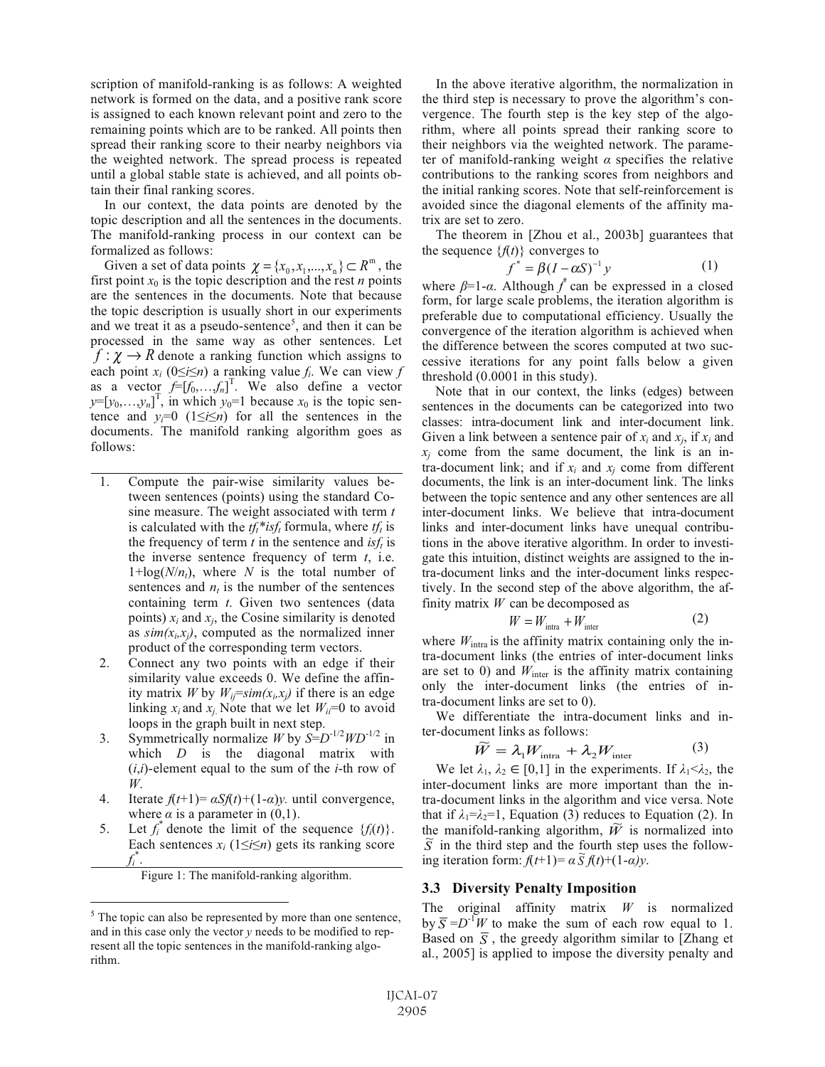scription of manifold-ranking is as follows: A weighted network is formed on the data, and a positive rank score is assigned to each known relevant point and zero to the remaining points which are to be ranked. All points then spread their ranking score to their nearby neighbors via the weighted network. The spread process is repeated until a global stable state is achieved, and all points obtain their final ranking scores.

In our context, the data points are denoted by the topic description and all the sentences in the documents. The manifold-ranking process in our context can be formalized as follows:

Given a set of data points $\chi = \{x_0, x_1, ..., x_n\} \subset R^m$, the first point $x_0$ is the topic description and the rest $n$ points are the sentences in the documents. Note that because the topic description is usually short in our experiments and we treat it as a pseudo-sentence[5], and then it can be processed in the same way as other sentences. Let $f: \chi \rightarrow R$ denote a ranking function which assigns to each point $x_i$ ($0 \le i \le n$) a ranking value $f_i$. We can view $f$ as a vector $f=[f_0,...,f_n]^T$. We also define a vector $y=[y_0,...,y_n]^T$, in which $y_0=1$ because $x_0$ is the topic sentence and $y_i=0$ ($1 \le i \le n$) for all the sentences in the documents. The manifold ranking algorithm goes as follows:

1. Compute the pair-wise similarity values between sentences (points) using the standard Cosine measure. The weight associated with term $t$ is calculated with the $tf_t*isf_t$ formula, where $tf_t$ is the frequency of term $t$ in the sentence and $isf_t$ is the inverse sentence frequency of term $t$, i.e. $1+\log(N/n_t)$, where $N$ is the total number of sentences and $n_t$ is the number of the sentences containing term $t$. Given two sentences (data points) $x_i$ and $x_j$, the Cosine similarity is denoted as $sim(x_i,x_j)$, computed as the normalized inner product of the corresponding term vectors.
2. Connect any two points with an edge if their similarity value exceeds 0. We define the affinity matrix $W$ by $W_{ij}=sim(x_i,x_j)$ if there is an edge linking $x_i$ and $x_j$. Note that we let $W_{ii}=0$ to avoid loops in the graph built in next step.
3. Symmetrically normalize $W$ by $S=D^{-1/2}WD^{-1/2}$ in which $D$ is the diagonal matrix with $(i,i)$-element equal to the sum of the $i$-th row of $W$.
4. Iterate $f(t+1)= \alpha Sf(t)+(1-\alpha)y$. until convergence, where $\alpha$ is a parameter in (0,1).
5. Let $f_i^*$ denote the limit of the sequence $\{f_i(t)\}$. Each sentences $x_i$ ($1 \le i \le n$) gets its ranking score $f_i^*$.

Figure 1: The manifold-ranking algorithm.

In the above iterative algorithm, the normalization in the third step is necessary to prove the algorithm's convergence. The fourth step is the key step of the algorithm, where all points spread their ranking score to their neighbors via the weighted network. The parameter of manifold-ranking weight $\alpha$ specifies the relative contributions to the ranking scores from neighbors and the initial ranking scores. Note that self-reinforcement is avoided since the diagonal elements of the affinity matrix are set to zero.

The theorem in [Zhou et al., 2003b] guarantees that the sequence $\{f(t)\}$ converges to

$$f^* = \beta (I - \alpha S)^{-1} y \tag{1}$$

where $\beta=1-\alpha$. Although $f^*$ can be expressed in a closed form, for large scale problems, the iteration algorithm is preferable due to computational efficiency. Usually the convergence of the iteration algorithm is achieved when the difference between the scores computed at two successive iterations for any point falls below a given threshold (0.0001 in this study).

Note that in our context, the links (edges) between sentences in the documents can be categorized into two classes: intra-document link and inter-document link. Given a link between a sentence pair of $x_i$ and $x_j$, if $x_i$ and $x_j$ come from the same document, the link is an intra-document link; and if $x_i$ and $x_j$ come from different documents, the link is an inter-document link. The links between the topic sentence and any other sentences are all inter-document links. We believe that intra-document links and inter-document links have unequal contributions in the above iterative algorithm. In order to investigate this intuition, distinct weights are assigned to the intra-document links and the inter-document links respectively. In the second step of the above algorithm, the affinity matrix $W$ can be decomposed as

$$W = W_{\text{intra}} + W_{\text{inter}} \tag{2}$$

where $W_{\text{intra}}$ is the affinity matrix containing only the intra-document links (the entries of inter-document links are set to 0) and $W_{\text{inter}}$ is the affinity matrix containing only the inter-document links (the entries of intra-document links are set to 0).

We differentiate the intra-document links and inter-document links as follows:

$$\widetilde{W} = \lambda_1 W_{\text{intra}} + \lambda_2 W_{\text{inter}} \tag{3}$$

We let $\lambda_1, \lambda_2 \in [0,1]$ in the experiments. If $\lambda_1<\lambda_2$, the inter-document links are more important than the intra-document links in the algorithm and vice versa. Note that if $\lambda_1=\lambda_2=1$, Equation (3) reduces to Equation (2). In the manifold-ranking algorithm, $\widetilde{W}$ is normalized into $\widetilde{S}$ in the third step and the fourth step uses the following iteration form: $f(t+1)= \alpha \widetilde{S} f(t)+(1-\alpha)y$.

### 3.3 Diversity Penalty Imposition

The original affinity matrix $W$ is normalized by $\overline{S} = D^{-1}W$ to make the sum of each row equal to 1. Based on $\overline{S}$, the greedy algorithm similar to [Zhang et al., 2005] is applied to impose the diversity penalty and

[5] The topic can also be represented by more than one sentence, and in this case only the vector $y$ needs to be modified to represent all the topic sentences in the manifold-ranking algorithm.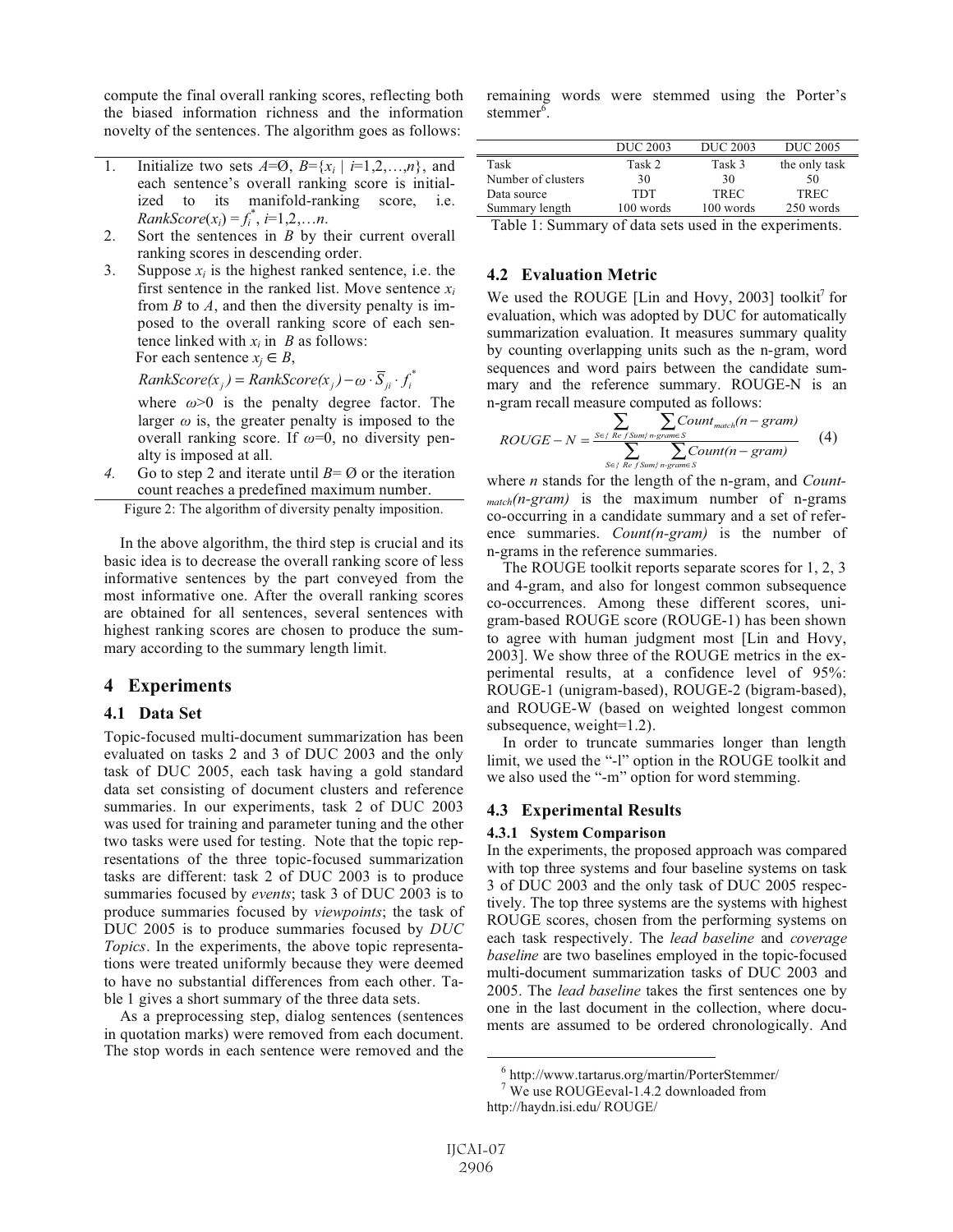compute the final overall ranking scores, reflecting both the biased information richness and the information novelty of the sentences. The algorithm goes as follows:

1. Initialize two sets $A=\emptyset$, $B=\{x_i \mid i=1,2,\ldots,n\}$, and each sentence's overall ranking score is initialized to its manifold-ranking score, i.e. $RankScore(x_i) = f_i^*$, $i=1,2,\ldots n$.
2. Sort the sentences in $B$ by their current overall ranking scores in descending order.
3. Suppose $x_i$ is the highest ranked sentence, i.e. the first sentence in the ranked list. Move sentence $x_i$ from $B$ to $A$, and then the diversity penalty is imposed to the overall ranking score of each sentence linked with $x_i$ in $B$ as follows:
   For each sentence $x_j \in B$,
   $$RankScore(x_j) = RankScore(x_j) - \omega \cdot \overline{S}_{ji} \cdot f_i^*$$
   where $\omega>0$ is the penalty degree factor. The larger $\omega$ is, the greater penalty is imposed to the overall ranking score. If $\omega=0$, no diversity penalty is imposed at all.
4. Go to step 2 and iterate until $B=\emptyset$ or the iteration count reaches a predefined maximum number.

Figure 2: The algorithm of diversity penalty imposition.

In the above algorithm, the third step is crucial and its basic idea is to decrease the overall ranking score of less informative sentences by the part conveyed from the most informative one. After the overall ranking scores are obtained for all sentences, several sentences with highest ranking scores are chosen to produce the summary according to the summary length limit.

# 4 Experiments

## 4.1 Data Set

Topic-focused multi-document summarization has been evaluated on tasks 2 and 3 of DUC 2003 and the only task of DUC 2005, each task having a gold standard data set consisting of document clusters and reference summaries. In our experiments, task 2 of DUC 2003 was used for training and parameter tuning and the other two tasks were used for testing. Note that the topic representations of the three topic-focused summarization tasks are different: task 2 of DUC 2003 is to produce summaries focused by *events*; task 3 of DUC 2003 is to produce summaries focused by *viewpoints*; the task of DUC 2005 is to produce summaries focused by *DUC Topics*. In the experiments, the above topic representations were treated uniformly because they were deemed to have no substantial differences from each other. Table 1 gives a short summary of the three data sets.

As a preprocessing step, dialog sentences (sentences in quotation marks) were removed from each document. The stop words in each sentence were removed and the remaining words were stemmed using the Porter's stemmer[6].

| | DUC 2003 | DUC 2003 | DUC 2005 |
|---|---|---|---|
| Task | Task 2 | Task 3 | the only task |
| Number of clusters | 30 | 30 | 50 |
| Data source | TDT | TREC | TREC |
| Summary length | 100 words | 100 words | 250 words |

Table 1: Summary of data sets used in the experiments.

## 4.2 Evaluation Metric

We used the ROUGE [Lin and Hovy, 2003] toolkit[7] for evaluation, which was adopted by DUC for automatically summarization evaluation. It measures summary quality by counting overlapping units such as the n-gram, word sequences and word pairs between the candidate summary and the reference summary. ROUGE-N is an n-gram recall measure computed as follows:

$$ROUGE-N = \frac{\sum_{S\in\{Ref\,Sum\}}\sum_{n\text{-}gram\in S} Count_{match}(n-gram)}{\sum_{S\in\{Ref\,Sum\}}\sum_{n\text{-}gram\in S} Count(n-gram)} \qquad (4)$$

where $n$ stands for the length of the n-gram, and $Count_{match}(n\text{-}gram)$ is the maximum number of n-grams co-occurring in a candidate summary and a set of reference summaries. $Count(n\text{-}gram)$ is the number of n-grams in the reference summaries.

The ROUGE toolkit reports separate scores for 1, 2, 3 and 4-gram, and also for longest common subsequence co-occurrences. Among these different scores, unigram-based ROUGE score (ROUGE-1) has been shown to agree with human judgment most [Lin and Hovy, 2003]. We show three of the ROUGE metrics in the experimental results, at a confidence level of 95%: ROUGE-1 (unigram-based), ROUGE-2 (bigram-based), and ROUGE-W (based on weighted longest common subsequence, weight=1.2).

In order to truncate summaries longer than length limit, we used the "-l" option in the ROUGE toolkit and we also used the "-m" option for word stemming.

## 4.3 Experimental Results

### 4.3.1 System Comparison

In the experiments, the proposed approach was compared with top three systems and four baseline systems on task 3 of DUC 2003 and the only task of DUC 2005 respectively. The top three systems are the systems with highest ROUGE scores, chosen from the performing systems on each task respectively. The *lead baseline* and *coverage baseline* are two baselines employed in the topic-focused multi-document summarization tasks of DUC 2003 and 2005. The *lead baseline* takes the first sentences one by one in the last document in the collection, where documents are assumed to be ordered chronologically. And

[6] http://www.tartarus.org/martin/PorterStemmer/

[7] We use ROUGEeval-1.4.2 downloaded from http://haydn.isi.edu/ ROUGE/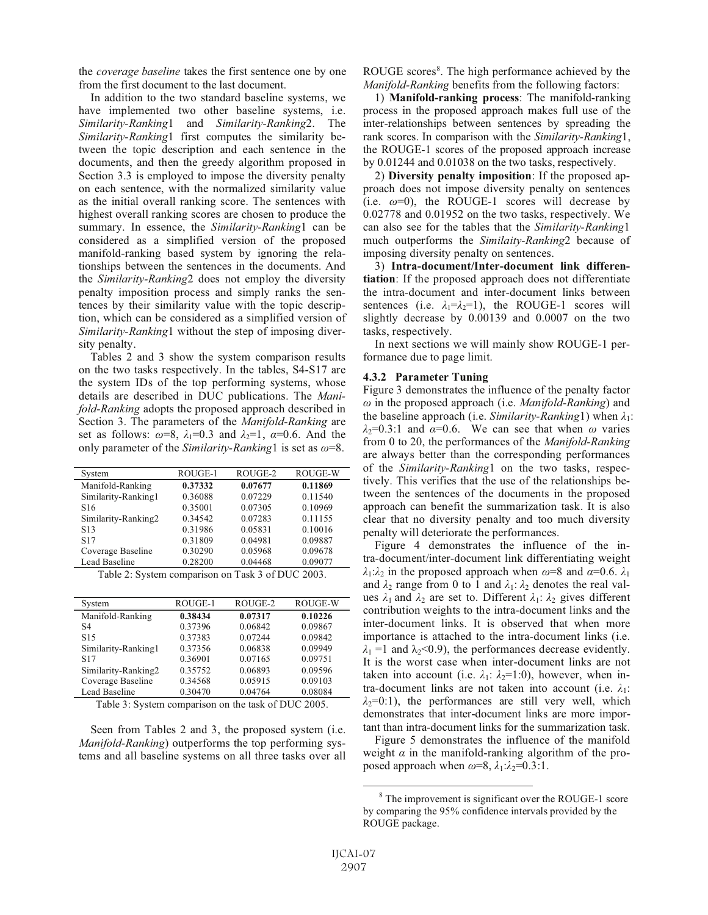the *coverage baseline* takes the first sentence one by one from the first document to the last document.

In addition to the two standard baseline systems, we have implemented two other baseline systems, i.e. *Similarity-Ranking*1 and *Similarity-Ranking*2. The *Similarity-Ranking*1 first computes the similarity between the topic description and each sentence in the documents, and then the greedy algorithm proposed in Section 3.3 is employed to impose the diversity penalty on each sentence, with the normalized similarity value as the initial overall ranking score. The sentences with highest overall ranking scores are chosen to produce the summary. In essence, the *Similarity-Ranking*1 can be considered as a simplified version of the proposed manifold-ranking based system by ignoring the relationships between the sentences in the documents. And the *Similarity-Ranking*2 does not employ the diversity penalty imposition process and simply ranks the sentences by their similarity value with the topic description, which can be considered as a simplified version of *Similarity-Ranking*1 without the step of imposing diversity penalty.

Tables 2 and 3 show the system comparison results on the two tasks respectively. In the tables, S4-S17 are the system IDs of the top performing systems, whose details are described in DUC publications. The *Manifold-Ranking* adopts the proposed approach described in Section 3. The parameters of the *Manifold-Ranking* are set as follows: $\omega$=8, $\lambda_1$=0.3 and $\lambda_2$=1, $\alpha$=0.6. And the only parameter of the *Similarity-Ranking*1 is set as $\omega$=8.

| System | ROUGE-1 | ROUGE-2 | ROUGE-W |
|---|---|---|---|
| Manifold-Ranking | **0.37332** | **0.07677** | **0.11869** |
| Similarity-Ranking1 | 0.36088 | 0.07229 | 0.11540 |
| S16 | 0.35001 | 0.07305 | 0.10969 |
| Similarity-Ranking2 | 0.34542 | 0.07283 | 0.11155 |
| S13 | 0.31986 | 0.05831 | 0.10016 |
| S17 | 0.31809 | 0.04981 | 0.09887 |
| Coverage Baseline | 0.30290 | 0.05968 | 0.09678 |
| Lead Baseline | 0.28200 | 0.04468 | 0.09077 |

Table 2: System comparison on Task 3 of DUC 2003.

| System | ROUGE-1 | ROUGE-2 | ROUGE-W |
|---|---|---|---|
| Manifold-Ranking | **0.38434** | **0.07317** | **0.10226** |
| S4 | 0.37396 | 0.06842 | 0.09867 |
| S15 | 0.37383 | 0.07244 | 0.09842 |
| Similarity-Ranking1 | 0.37356 | 0.06838 | 0.09949 |
| S17 | 0.36901 | 0.07165 | 0.09751 |
| Similarity-Ranking2 | 0.35752 | 0.06893 | 0.09596 |
| Coverage Baseline | 0.34568 | 0.05915 | 0.09103 |
| Lead Baseline | 0.30470 | 0.04764 | 0.08084 |

Table 3: System comparison on the task of DUC 2005.

Seen from Tables 2 and 3, the proposed system (i.e. *Manifold-Ranking*) outperforms the top performing systems and all baseline systems on all three tasks over all ROUGE scores[8]. The high performance achieved by the *Manifold-Ranking* benefits from the following factors:

1) **Manifold-ranking process**: The manifold-ranking process in the proposed approach makes full use of the inter-relationships between sentences by spreading the rank scores. In comparison with the *Similarity-Ranking*1, the ROUGE-1 scores of the proposed approach increase by 0.01244 and 0.01038 on the two tasks, respectively.

2) **Diversity penalty imposition**: If the proposed approach does not impose diversity penalty on sentences (i.e. $\omega$=0), the ROUGE-1 scores will decrease by 0.02778 and 0.01952 on the two tasks, respectively. We can also see for the tables that the *Similarity-Ranking*1 much outperforms the *Similaity-Ranking*2 because of imposing diversity penalty on sentences.

3) **Intra-document/Inter-document link differentiation**: If the proposed approach does not differentiate the intra-document and inter-document links between sentences (i.e. $\lambda_1$=$\lambda_2$=1), the ROUGE-1 scores will slightly decrease by 0.00139 and 0.0007 on the two tasks, respectively.

In next sections we will mainly show ROUGE-1 performance due to page limit.

### 4.3.2 Parameter Tuning

Figure 3 demonstrates the influence of the penalty factor $\omega$ in the proposed approach (i.e. *Manifold-Ranking*) and the baseline approach (i.e. *Similarity-Ranking*1) when $\lambda_1$: $\lambda_2$=0.3:1 and $\alpha$=0.6. We can see that when $\omega$ varies from 0 to 20, the performances of the *Manifold-Ranking* are always better than the corresponding performances of the *Similarity-Ranking*1 on the two tasks, respectively. This verifies that the use of the relationships between the sentences of the documents in the proposed approach can benefit the summarization task. It is also clear that no diversity penalty and too much diversity penalty will deteriorate the performances.

Figure 4 demonstrates the influence of the intra-document/inter-document link differentiating weight $\lambda_1$:$\lambda_2$ in the proposed approach when $\omega$=8 and $\alpha$=0.6. $\lambda_1$ and $\lambda_2$ range from 0 to 1 and $\lambda_1$: $\lambda_2$ denotes the real values $\lambda_1$ and $\lambda_2$ are set to. Different $\lambda_1$: $\lambda_2$ gives different contribution weights to the intra-document links and the inter-document links. It is observed that when more importance is attached to the intra-document links (i.e. $\lambda_1$ =1 and $\lambda_2$<0.9), the performances decrease evidently. It is the worst case when inter-document links are not taken into account (i.e. $\lambda_1$: $\lambda_2$=1:0), however, when intra-document links are not taken into account (i.e. $\lambda_1$: $\lambda_2$=0:1), the performances are still very well, which demonstrates that inter-document links are more important than intra-document links for the summarization task.

Figure 5 demonstrates the influence of the manifold weight $\alpha$ in the manifold-ranking algorithm of the proposed approach when $\omega$=8, $\lambda_1$:$\lambda_2$=0.3:1.

[8] The improvement is significant over the ROUGE-1 score by comparing the 95% confidence intervals provided by the ROUGE package.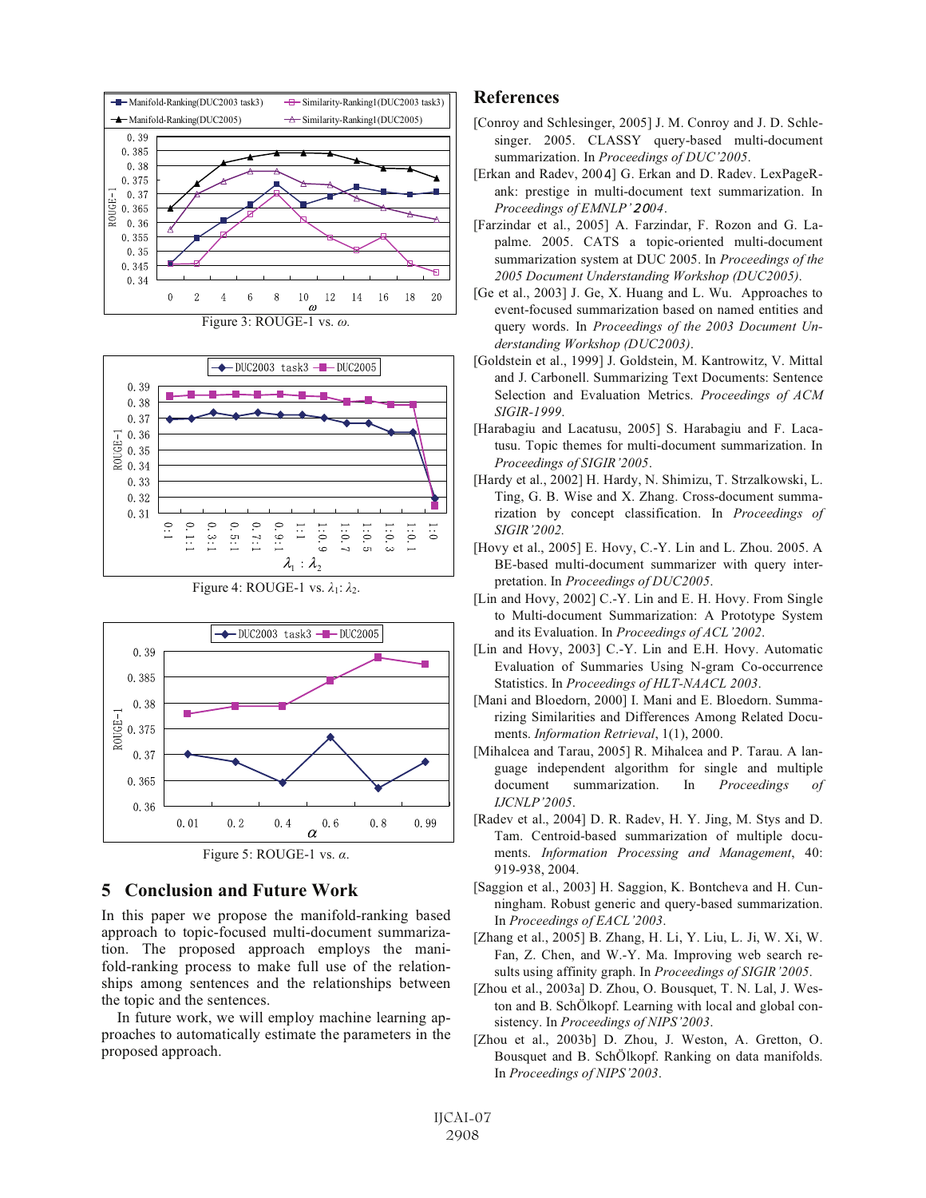Manifold-Ranking(DUC2003 task3)
Similarity-Ranking1(DUC2003 task3)
Manifold-Ranking(DUC2005)
Similarity-Ranking1(DUC2005)

ROUGE-1

0.39
0.385
0.38
0.375
0.37
0.365
0.36
0.355
0.35
0.345
0.34

0 2 4 6 8 10 12 14 16 18 20

$\omega$

Figure 3: ROUGE-1 vs. $\omega$.

DUC2003 task3
DUC2005

ROUGE-1

0.39
0.38
0.37
0.36
0.35
0.34
0.33
0.32
0.31

0:1 0.1:1 0.3:1 0.5:1 0.7:1 0.9:1 1:1 1:0.9 1:0.7 1:0.5 1:0.3 1:0.1 1:0

$\lambda_1 : \lambda_2$

Figure 4: ROUGE-1 vs. $\lambda_1$: $\lambda_2$.

DUC2003 task3
DUC2005

ROUGE-1

0.39
0.385
0.38
0.375
0.37
0.365
0.36

0.01 0.2 0.4 0.6 0.8 0.99

$\alpha$

Figure 5: ROUGE-1 vs. $\alpha$.

## 5 Conclusion and Future Work

In this paper we propose the manifold-ranking based approach to topic-focused multi-document summarization. The proposed approach employs the manifold-ranking process to make full use of the relationships among sentences and the relationships between the topic and the sentences.

In future work, we will employ machine learning approaches to automatically estimate the parameters in the proposed approach.

## References

[Conroy and Schlesinger, 2005] J. M. Conroy and J. D. Schlesinger. 2005. CLASSY query-based multi-document summarization. In *Proceedings of DUC'2005*.

[Erkan and Radev, 2004] G. Erkan and D. Radev. LexPageRank: prestige in multi-document text summarization. In *Proceedings of EMNLP'2004*.

[Farzindar et al., 2005] A. Farzindar, F. Rozon and G. Lapalme. 2005. CATS a topic-oriented multi-document summarization system at DUC 2005. In *Proceedings of the 2005 Document Understanding Workshop (DUC2005)*.

[Ge et al., 2003] J. Ge, X. Huang and L. Wu. Approaches to event-focused summarization based on named entities and query words. In *Proceedings of the 2003 Document Understanding Workshop (DUC2003)*.

[Goldstein et al., 1999] J. Goldstein, M. Kantrowitz, V. Mittal and J. Carbonell. Summarizing Text Documents: Sentence Selection and Evaluation Metrics. *Proceedings of ACM SIGIR-1999*.

[Harabagiu and Lacatusu, 2005] S. Harabagiu and F. Lacatusu. Topic themes for multi-document summarization. In *Proceedings of SIGIR'2005*.

[Hardy et al., 2002] H. Hardy, N. Shimizu, T. Strzalkowski, L. Ting, G. B. Wise and X. Zhang. Cross-document summarization by concept classification. In *Proceedings of SIGIR'2002*.

[Hovy et al., 2005] E. Hovy, C.-Y. Lin and L. Zhou. 2005. A BE-based multi-document summarizer with query interpretation. In *Proceedings of DUC2005*.

[Lin and Hovy, 2002] C.-Y. Lin and E. H. Hovy. From Single to Multi-document Summarization: A Prototype System and its Evaluation. In *Proceedings of ACL'2002*.

[Lin and Hovy, 2003] C.-Y. Lin and E.H. Hovy. Automatic Evaluation of Summaries Using N-gram Co-occurrence Statistics. In *Proceedings of HLT-NAACL 2003*.

[Mani and Bloedorn, 2000] I. Mani and E. Bloedorn. Summarizing Similarities and Differences Among Related Documents. *Information Retrieval*, 1(1), 2000.

[Mihalcea and Tarau, 2005] R. Mihalcea and P. Tarau. A language independent algorithm for single and multiple document summarization. In *Proceedings of IJCNLP'2005*.

[Radev et al., 2004] D. R. Radev, H. Y. Jing, M. Stys and D. Tam. Centroid-based summarization of multiple documents. *Information Processing and Management*, 40: 919-938, 2004.

[Saggion et al., 2003] H. Saggion, K. Bontcheva and H. Cunningham. Robust generic and query-based summarization. In *Proceedings of EACL'2003*.

[Zhang et al., 2005] B. Zhang, H. Li, Y. Liu, L. Ji, W. Xi, W. Fan, Z. Chen, and W.-Y. Ma. Improving web search results using affinity graph. In *Proceedings of SIGIR'2005*.

[Zhou et al., 2003a] D. Zhou, O. Bousquet, T. N. Lal, J. Weston and B. SchÖlkopf. Learning with local and global consistency. In *Proceedings of NIPS'2003*.

[Zhou et al., 2003b] D. Zhou, J. Weston, A. Gretton, O. Bousquet and B. SchÖlkopf. Ranking on data manifolds. In *Proceedings of NIPS'2003*.